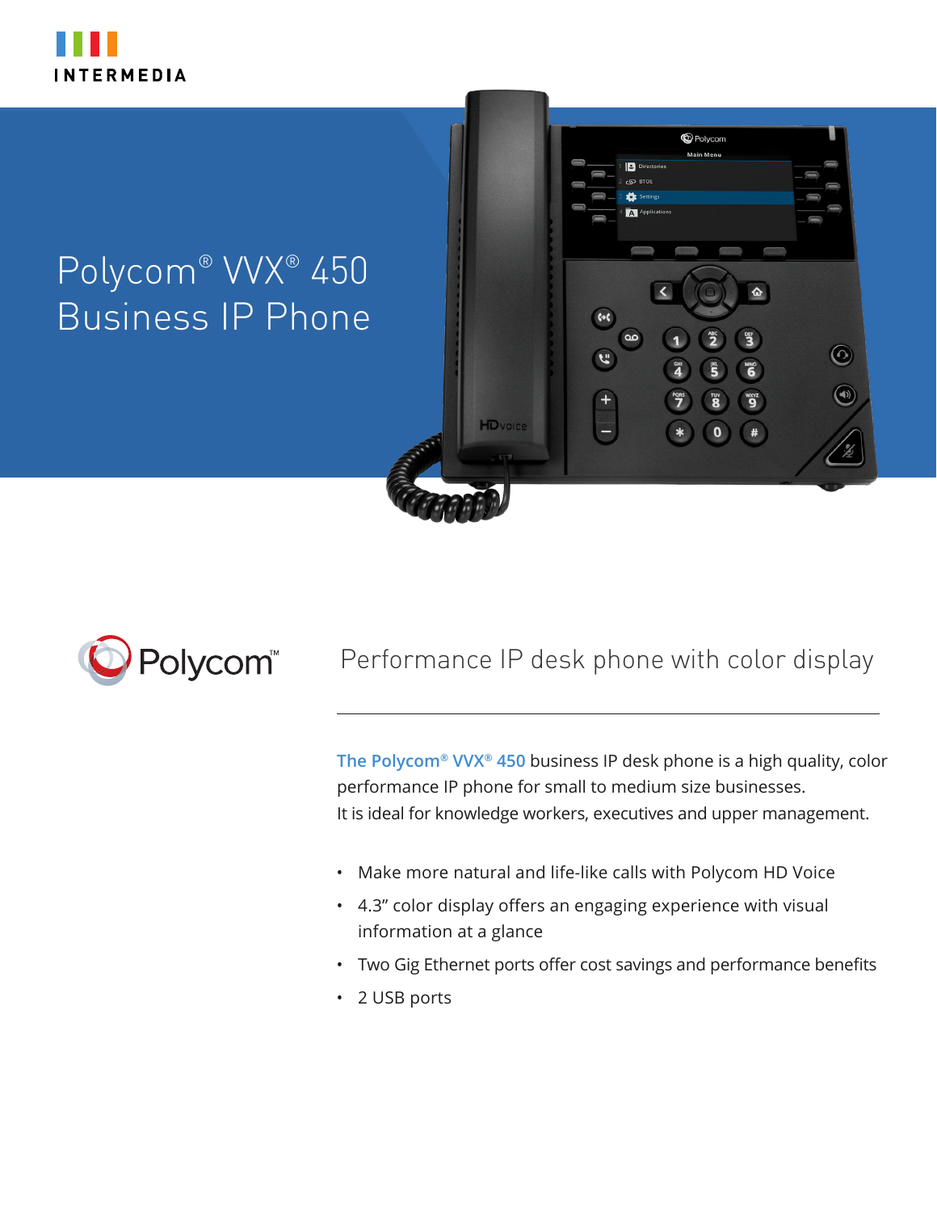INTERMEDIA

# Polycom® VVX® 450 Business IP Phone

Polycom™

## Performance IP desk phone with color display

The Polycom® VVX® 450 business IP desk phone is a high quality, color performance IP phone for small to medium size businesses. It is ideal for knowledge workers, executives and upper management.

- Make more natural and life-like calls with Polycom HD Voice
- 4.3" color display offers an engaging experience with visual information at a glance
- Two Gig Ethernet ports offer cost savings and performance benefits
- 2 USB ports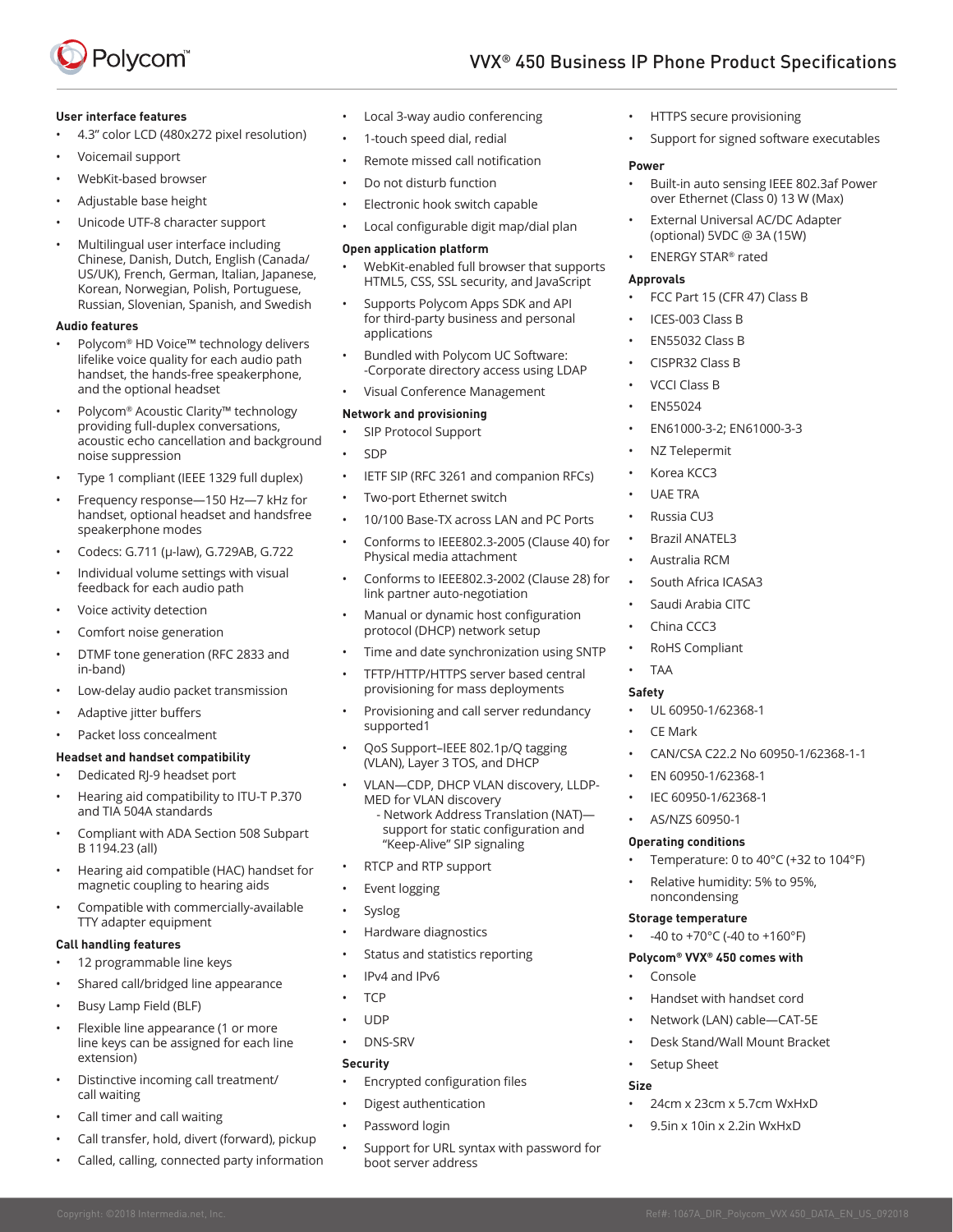# VVX® 450 Business IP Phone Product Specifications

### User interface features

- 4.3" color LCD (480x272 pixel resolution)
- Voicemail support
- WebKit-based browser
- Adjustable base height
- Unicode UTF-8 character support
- Multilingual user interface including Chinese, Danish, Dutch, English (Canada/ US/UK), French, German, Italian, Japanese, Korean, Norwegian, Polish, Portuguese, Russian, Slovenian, Spanish, and Swedish

### Audio features

- Polycom® HD Voice™ technology delivers lifelike voice quality for each audio path handset, the hands-free speakerphone, and the optional headset
- Polycom® Acoustic Clarity™ technology providing full-duplex conversations, acoustic echo cancellation and background noise suppression
- Type 1 compliant (IEEE 1329 full duplex)
- Frequency response—150 Hz—7 kHz for handset, optional headset and handsfree speakerphone modes
- Codecs: G.711 (µ-law), G.729AB, G.722
- Individual volume settings with visual feedback for each audio path
- Voice activity detection
- Comfort noise generation
- DTMF tone generation (RFC 2833 and in-band)
- Low-delay audio packet transmission
- Adaptive jitter buffers
- Packet loss concealment

### Headset and handset compatibility

- Dedicated RJ-9 headset port
- Hearing aid compatibility to ITU-T P.370 and TIA 504A standards
- Compliant with ADA Section 508 Subpart B 1194.23 (all)
- Hearing aid compatible (HAC) handset for magnetic coupling to hearing aids
- Compatible with commercially-available TTY adapter equipment

### Call handling features

- 12 programmable line keys
- Shared call/bridged line appearance
- Busy Lamp Field (BLF)
- Flexible line appearance (1 or more line keys can be assigned for each line extension)
- Distinctive incoming call treatment/ call waiting
- Call timer and call waiting
- Call transfer, hold, divert (forward), pickup
- Called, calling, connected party information
- Local 3-way audio conferencing
- 1-touch speed dial, redial
- Remote missed call notification
- Do not disturb function
- Electronic hook switch capable
- Local configurable digit map/dial plan

### Open application platform

- WebKit-enabled full browser that supports HTML5, CSS, SSL security, and JavaScript
- Supports Polycom Apps SDK and API for third-party business and personal applications
- Bundled with Polycom UC Software: -Corporate directory access using LDAP
- Visual Conference Management

### Network and provisioning

- SIP Protocol Support
- SDP
- IETF SIP (RFC 3261 and companion RFCs)
- Two-port Ethernet switch
- 10/100 Base-TX across LAN and PC Ports
- Conforms to IEEE802.3-2005 (Clause 40) for Physical media attachment
- Conforms to IEEE802.3-2002 (Clause 28) for link partner auto-negotiation
- Manual or dynamic host configuration protocol (DHCP) network setup
- Time and date synchronization using SNTP
- TFTP/HTTP/HTTPS server based central provisioning for mass deployments
- Provisioning and call server redundancy supported1
- QoS Support–IEEE 802.1p/Q tagging (VLAN), Layer 3 TOS, and DHCP
- VLAN—CDP, DHCP VLAN discovery, LLDP-MED for VLAN discovery
  - Network Address Translation (NAT)—support for static configuration and "Keep-Alive" SIP signaling
- RTCP and RTP support
- Event logging
- Syslog
- Hardware diagnostics
- Status and statistics reporting
- IPv4 and IPv6
- TCP
- UDP
- DNS-SRV

### Security

- Encrypted configuration files
- Digest authentication
- Password login
- Support for URL syntax with password for boot server address
- HTTPS secure provisioning
- Support for signed software executables

### Power

- Built-in auto sensing IEEE 802.3af Power over Ethernet (Class 0) 13 W (Max)
- External Universal AC/DC Adapter (optional) 5VDC @ 3A (15W)
- ENERGY STAR® rated

### Approvals

- FCC Part 15 (CFR 47) Class B
- ICES-003 Class B
- EN55032 Class B
- CISPR32 Class B
- VCCI Class B
- EN55024
- EN61000-3-2; EN61000-3-3
- NZ Telepermit
- Korea KCC3
- UAE TRA
- Russia CU3
- Brazil ANATEL3
- Australia RCM
- South Africa ICASA3
- Saudi Arabia CITC
- China CCC3
- RoHS Compliant
- TAA

### Safety

- UL 60950-1/62368-1
- CE Mark
- CAN/CSA C22.2 No 60950-1/62368-1-1
- EN 60950-1/62368-1
- IEC 60950-1/62368-1
- AS/NZS 60950-1

### Operating conditions

- Temperature: 0 to 40°C (+32 to 104°F)
- Relative humidity: 5% to 95%, noncondensing

### Storage temperature

- -40 to +70°C (-40 to +160°F)

### Polycom® VVX® 450 comes with

- Console
- Handset with handset cord
- Network (LAN) cable—CAT-5E
- Desk Stand/Wall Mount Bracket
- Setup Sheet

### Size

- 24cm x 23cm x 5.7cm WxHxD
- 9.5in x 10in x 2.2in WxHxD

Copyright: ©2018 Intermedia.net, Inc.

Ref#: 1067A_DIR_Polycom_VVX 450_DATA_EN_US_092018